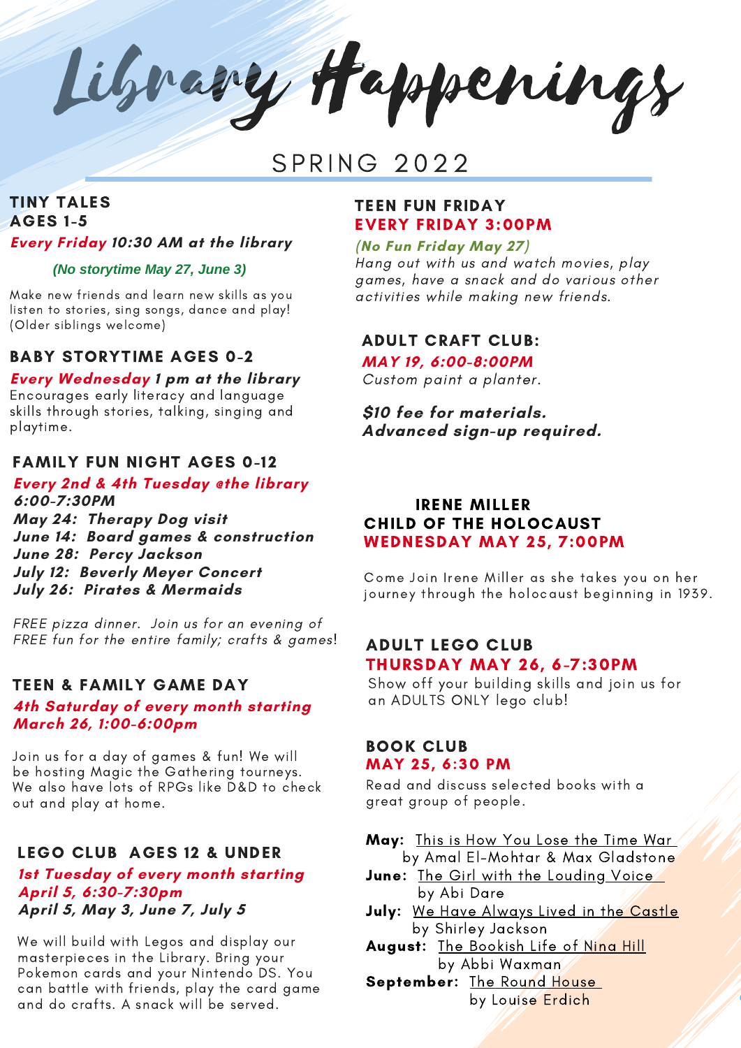# Library Happenings

## SPRING 2022

### TINY TALES AGES 1-5

***Every Friday*** ***10:30 AM at the library***

***(No storytime May 27, June 3)***

Make new friends and learn new skills as you listen to stories, sing songs, dance and play! (Older siblings welcome)

### BABY STORYTIME AGES 0-2

***Every Wednesday*** ***1 pm at the library***

Encourages early literacy and language skills through stories, talking, singing and playtime.

### FAMILY FUN NIGHT AGES 0-12

***Every 2nd & 4th Tuesday @the library***

***6:00-7:30PM***

***May 24: Therapy Dog visit***
***June 14: Board games & construction***
***June 28: Percy Jackson***
***July 12: Beverly Meyer Concert***
***July 26: Pirates & Mermaids***

*FREE pizza dinner. Join us for an evening of FREE fun for the entire family; crafts & games*!

### TEEN & FAMILY GAME DAY

***4th Saturday of every month starting March 26, 1:00-6:00pm***

Join us for a day of games & fun! We will be hosting Magic the Gathering tourneys. We also have lots of RPGs like D&D to check out and play at home.

### LEGO CLUB AGES 12 & UNDER

***1st Tuesday of every month starting April 5, 6:30-7:30pm***

***April 5, May 3, June 7, July 5***

We will build with Legos and display our masterpieces in the Library. Bring your Pokemon cards and your Nintendo DS. You can battle with friends, play the card game and do crafts. A snack will be served.

### TEEN FUN FRIDAY

**EVERY FRIDAY 3:00PM**

***(No Fun Friday May 27)***

*Hang out with us and watch movies, play games, have a snack and do various other activities while making new friends.*

### ADULT CRAFT CLUB:

***MAY 19, 6:00-8:00PM***

*Custom paint a planter.*

***$10 fee for materials.***
***Advanced sign-up required.***

### IRENE MILLER CHILD OF THE HOLOCAUST

**WEDNESDAY MAY 25, 7:00PM**

Come Join Irene Miller as she takes you on her journey through the holocaust beginning in 1939.

### ADULT LEGO CLUB

**THURSDAY MAY 26, 6-7:30PM**

Show off your building skills and join us for an ADULTS ONLY lego club!

### BOOK CLUB

**MAY 25, 6:30 PM**

Read and discuss selected books with a great group of people.

- **May:** This is How You Lose the Time War by Amal El-Mohtar & Max Gladstone
- **June:** The Girl with the Louding Voice by Abi Dare
- **July:** We Have Always Lived in the Castle by Shirley Jackson
- **August:** The Bookish Life of Nina Hill by Abbi Waxman
- **September:** The Round House by Louise Erdich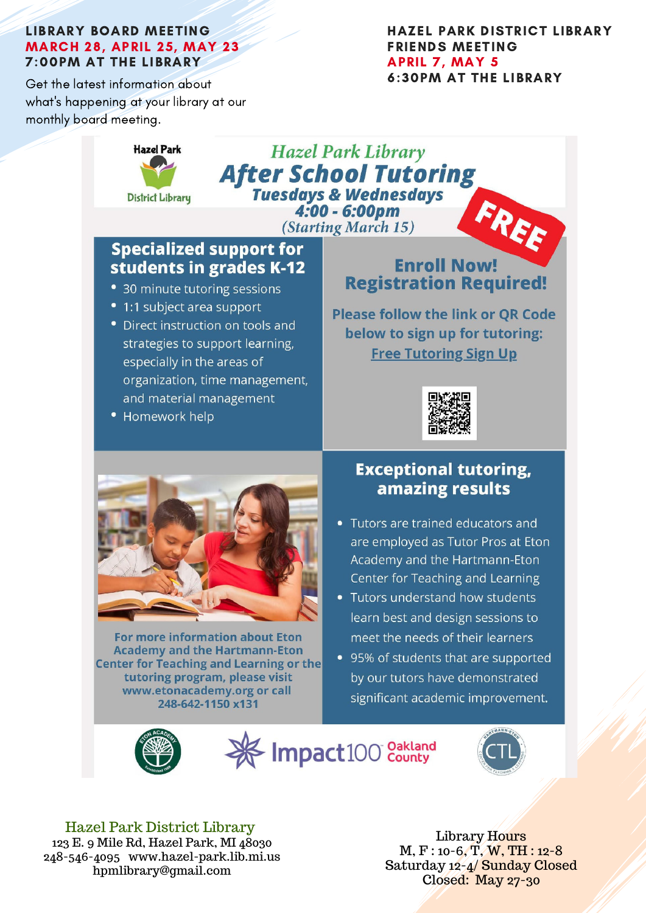## LIBRARY BOARD MEETING

**MARCH 28, APRIL 25, MAY 23**

**7:00PM AT THE LIBRARY**

Get the latest information about what's happening at your library at our monthly board meeting.

## HAZEL PARK DISTRICT LIBRARY FRIENDS MEETING

**APRIL 7, MAY 5**

**6:30PM AT THE LIBRARY**

Hazel Park District Library

# Hazel Park Library After School Tutoring

**Tuesdays & Wednesdays**

**4:00 - 6:00pm**

*(Starting March 15)*

**FREE**

## Specialized support for students in grades K-12

- 30 minute tutoring sessions
- 1:1 subject area support
- Direct instruction on tools and strategies to support learning, especially in the areas of organization, time management, and material management
- Homework help

## Enroll Now! Registration Required!

Please follow the link or QR Code below to sign up for tutoring:

Free Tutoring Sign Up

## Exceptional tutoring, amazing results

- Tutors are trained educators and are employed as Tutor Pros at Eton Academy and the Hartmann-Eton Center for Teaching and Learning
- Tutors understand how students learn best and design sessions to meet the needs of their learners
- 95% of students that are supported by our tutors have demonstrated significant academic improvement.

For more information about Eton Academy and the Hartmann-Eton Center for Teaching and Learning or the tutoring program, please visit www.etonacademy.org or call 248-642-1150 x131

Impact100 Oakland County

Hazel Park District Library
123 E. 9 Mile Rd, Hazel Park, MI 48030
248-546-4095 www.hazel-park.lib.mi.us
hpmlibrary@gmail.com

Library Hours
M, F : 10-6, T, W, TH : 12-8
Saturday 12-4/ Sunday Closed
Closed: May 27-30